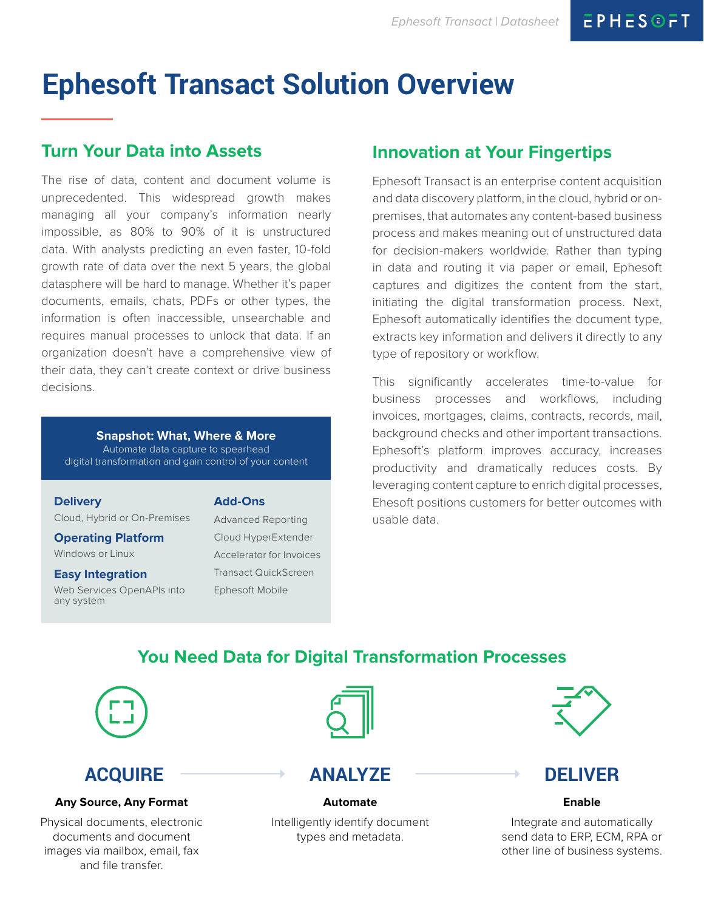// Ephesoft Transact Solution Overview

## Turn Your Data into Assets

The rise of data, content and document volume is unprecedented. This widespread growth makes managing all your company's information nearly impossible, as 80% to 90% of it is unstructured data. With analysts predicting an even faster, 10-fold growth rate of data over the next 5 years, the global datasphere will be hard to manage. Whether it's paper documents, emails, chats, PDFs or other types, the information is often inaccessible, unsearchable and requires manual processes to unlock that data. If an organization doesn't have a comprehensive view of their data, they can't create context or drive business decisions.

**Snapshot: What, Where & More**
Automate data capture to spearhead digital transformation and gain control of your content

**Delivery**
Cloud, Hybrid or On-Premises

**Operating Platform**
Windows or Linux

**Easy Integration**
Web Services OpenAPIs into any system

**Add-Ons**
- Advanced Reporting
- Cloud HyperExtender
- Accelerator for Invoices
- Transact QuickScreen
- Ephesoft Mobile

## Innovation at Your Fingertips

Ephesoft Transact is an enterprise content acquisition and data discovery platform, in the cloud, hybrid or on-premises, that automates any content-based business process and makes meaning out of unstructured data for decision-makers worldwide. Rather than typing in data and routing it via paper or email, Ephesoft captures and digitizes the content from the start, initiating the digital transformation process. Next, Ephesoft automatically identifies the document type, extracts key information and delivers it directly to any type of repository or workflow.

This significantly accelerates time-to-value for business processes and workflows, including invoices, mortgages, claims, contracts, records, mail, background checks and other important transactions. Ephesoft's platform improves accuracy, increases productivity and dramatically reduces costs. By leveraging content capture to enrich digital processes, Ehesoft positions customers for better outcomes with usable data.

## You Need Data for Digital Transformation Processes

### ACQUIRE

**Any Source, Any Format**

Physical documents, electronic documents and document images via mailbox, email, fax and file transfer.

### ANALYZE

**Automate**

Intelligently identify document types and metadata.

### DELIVER

**Enable**

Integrate and automatically send data to ERP, ECM, RPA or other line of business systems.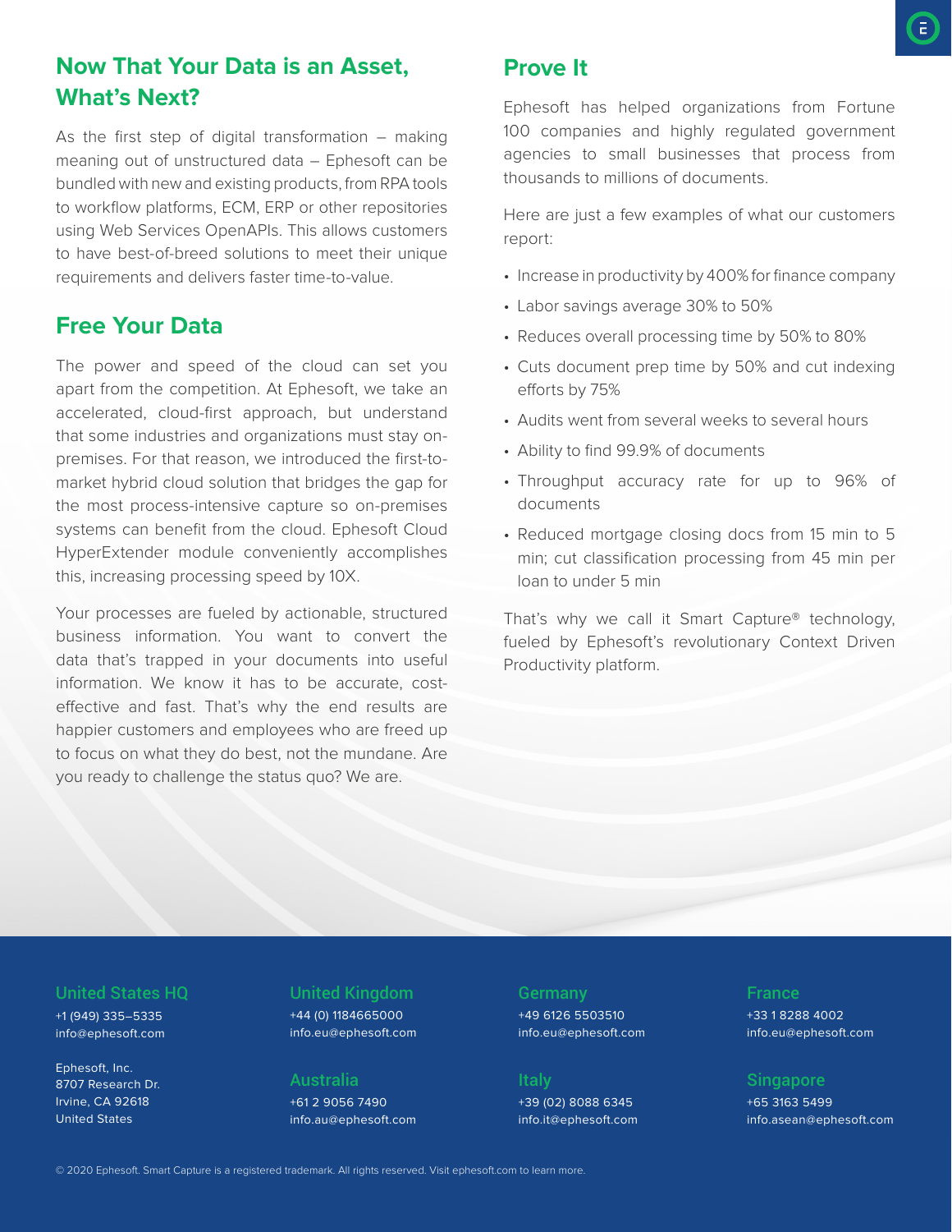## Now That Your Data is an Asset, What's Next?

As the first step of digital transformation – making meaning out of unstructured data – Ephesoft can be bundled with new and existing products, from RPA tools to workflow platforms, ECM, ERP or other repositories using Web Services OpenAPIs. This allows customers to have best-of-breed solutions to meet their unique requirements and delivers faster time-to-value.

## Free Your Data

The power and speed of the cloud can set you apart from the competition. At Ephesoft, we take an accelerated, cloud-first approach, but understand that some industries and organizations must stay on-premises. For that reason, we introduced the first-to-market hybrid cloud solution that bridges the gap for the most process-intensive capture so on-premises systems can benefit from the cloud. Ephesoft Cloud HyperExtender module conveniently accomplishes this, increasing processing speed by 10X.

Your processes are fueled by actionable, structured business information. You want to convert the data that's trapped in your documents into useful information. We know it has to be accurate, cost-effective and fast. That's why the end results are happier customers and employees who are freed up to focus on what they do best, not the mundane. Are you ready to challenge the status quo? We are.

## Prove It

Ephesoft has helped organizations from Fortune 100 companies and highly regulated government agencies to small businesses that process from thousands to millions of documents.

Here are just a few examples of what our customers report:

- Increase in productivity by 400% for finance company
- Labor savings average 30% to 50%
- Reduces overall processing time by 50% to 80%
- Cuts document prep time by 50% and cut indexing efforts by 75%
- Audits went from several weeks to several hours
- Ability to find 99.9% of documents
- Throughput accuracy rate for up to 96% of documents
- Reduced mortgage closing docs from 15 min to 5 min; cut classification processing from 45 min per loan to under 5 min

That's why we call it Smart Capture® technology, fueled by Ephesoft's revolutionary Context Driven Productivity platform.

**United States HQ**
+1 (949) 335–5335
info@ephesoft.com

Ephesoft, Inc.
8707 Research Dr.
Irvine, CA 92618
United States

**United Kingdom**
+44 (0) 1184665000
info.eu@ephesoft.com

**Australia**
+61 2 9056 7490
info.au@ephesoft.com

**Germany**
+49 6126 5503510
info.eu@ephesoft.com

**Italy**
+39 (02) 8088 6345
info.it@ephesoft.com

**France**
+33 1 8288 4002
info.eu@ephesoft.com

**Singapore**
+65 3163 5499
info.asean@ephesoft.com

© 2020 Ephesoft. Smart Capture is a registered trademark. All rights reserved. Visit ephesoft.com to learn more.